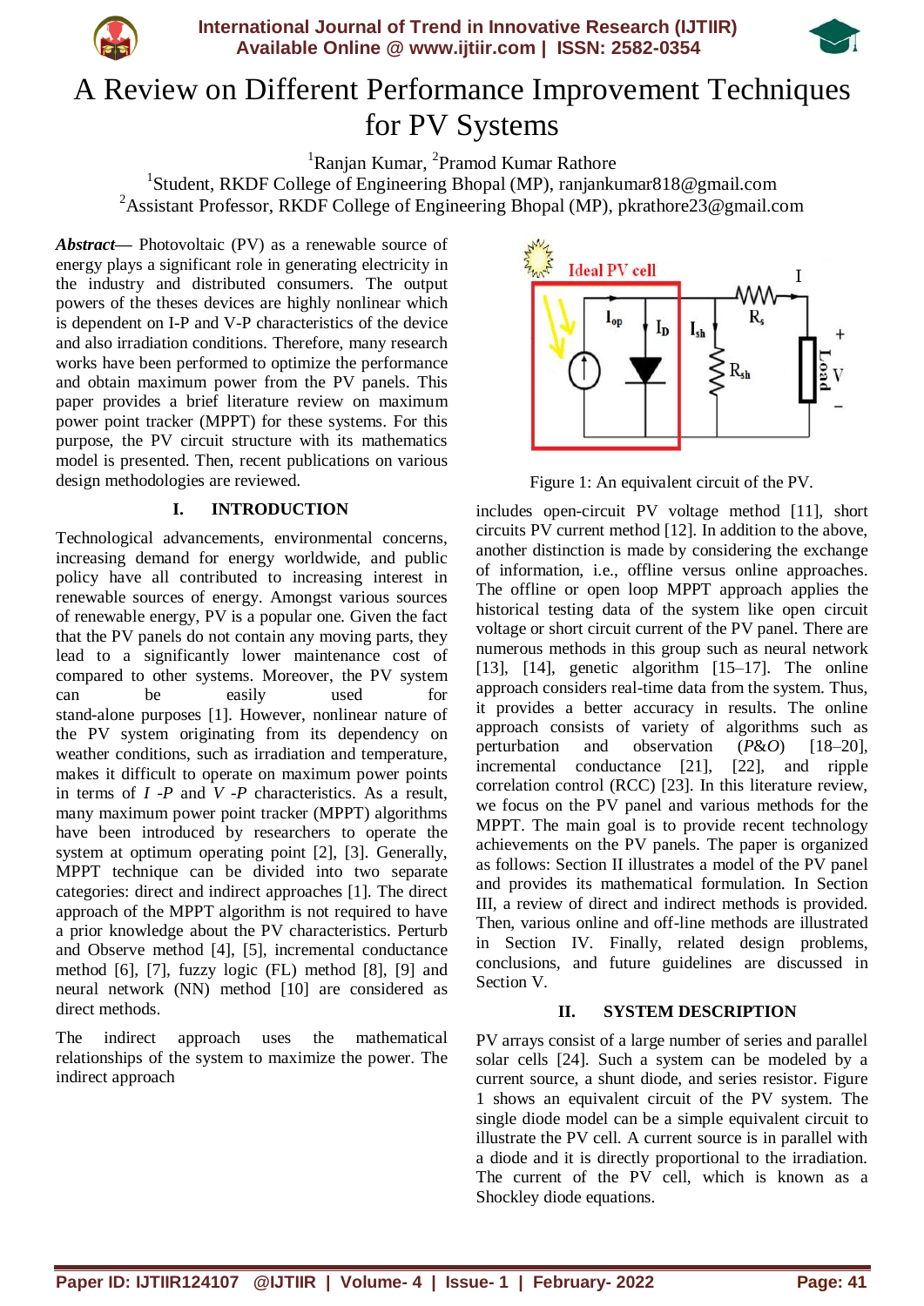# A Review on Different Performance Improvement Techniques for PV Systems

[1]Ranjan Kumar, [2]Pramod Kumar Rathore

[1]Student, RKDF College of Engineering Bhopal (MP), ranjankumar818@gmail.com

[2]Assistant Professor, RKDF College of Engineering Bhopal (MP), pkrathore23@gmail.com

***Abstract*****—** Photovoltaic (PV) as a renewable source of energy plays a significant role in generating electricity in the industry and distributed consumers. The output powers of the theses devices are highly nonlinear which is dependent on I-P and V-P characteristics of the device and also irradiation conditions. Therefore, many research works have been performed to optimize the performance and obtain maximum power from the PV panels. This paper provides a brief literature review on maximum power point tracker (MPPT) for these systems. For this purpose, the PV circuit structure with its mathematics model is presented. Then, recent publications on various design methodologies are reviewed.

## I. INTRODUCTION

Technological advancements, environmental concerns, increasing demand for energy worldwide, and public policy have all contributed to increasing interest in renewable sources of energy. Amongst various sources of renewable energy, PV is a popular one. Given the fact that the PV panels do not contain any moving parts, they lead to a significantly lower maintenance cost of compared to other systems. Moreover, the PV system can be easily used for stand-alone purposes [1]. However, nonlinear nature of the PV system originating from its dependency on weather conditions, such as irradiation and temperature, makes it difficult to operate on maximum power points in terms of *I -P* and *V -P* characteristics. As a result, many maximum power point tracker (MPPT) algorithms have been introduced by researchers to operate the system at optimum operating point [2], [3]. Generally, MPPT technique can be divided into two separate categories: direct and indirect approaches [1]. The direct approach of the MPPT algorithm is not required to have a prior knowledge about the PV characteristics. Perturb and Observe method [4], [5], incremental conductance method [6], [7], fuzzy logic (FL) method [8], [9] and neural network (NN) method [10] are considered as direct methods.

The indirect approach uses the mathematical relationships of the system to maximize the power. The indirect approach includes open-circuit PV voltage method [11], short circuits PV current method [12]. In addition to the above, another distinction is made by considering the exchange of information, i.e., offline versus online approaches. The offline or open loop MPPT approach applies the historical testing data of the system like open circuit voltage or short circuit current of the PV panel. There are numerous methods in this group such as neural network [13], [14], genetic algorithm [15–17]. The online approach considers real-time data from the system. Thus, it provides a better accuracy in results. The online approach consists of variety of algorithms such as perturbation and observation (*P&O*) [18–20], incremental conductance [21], [22], and ripple correlation control (RCC) [23]. In this literature review, we focus on the PV panel and various methods for the MPPT. The main goal is to provide recent technology achievements on the PV panels. The paper is organized as follows: Section II illustrates a model of the PV panel and provides its mathematical formulation. In Section III, a review of direct and indirect methods is provided. Then, various online and off-line methods are illustrated in Section IV. Finally, related design problems, conclusions, and future guidelines are discussed in Section V.

Figure 1: An equivalent circuit of the PV.

## II. SYSTEM DESCRIPTION

PV arrays consist of a large number of series and parallel solar cells [24]. Such a system can be modeled by a current source, a shunt diode, and series resistor. Figure 1 shows an equivalent circuit of the PV system. The single diode model can be a simple equivalent circuit to illustrate the PV cell. A current source is in parallel with a diode and it is directly proportional to the irradiation. The current of the PV cell, which is known as a Shockley diode equations.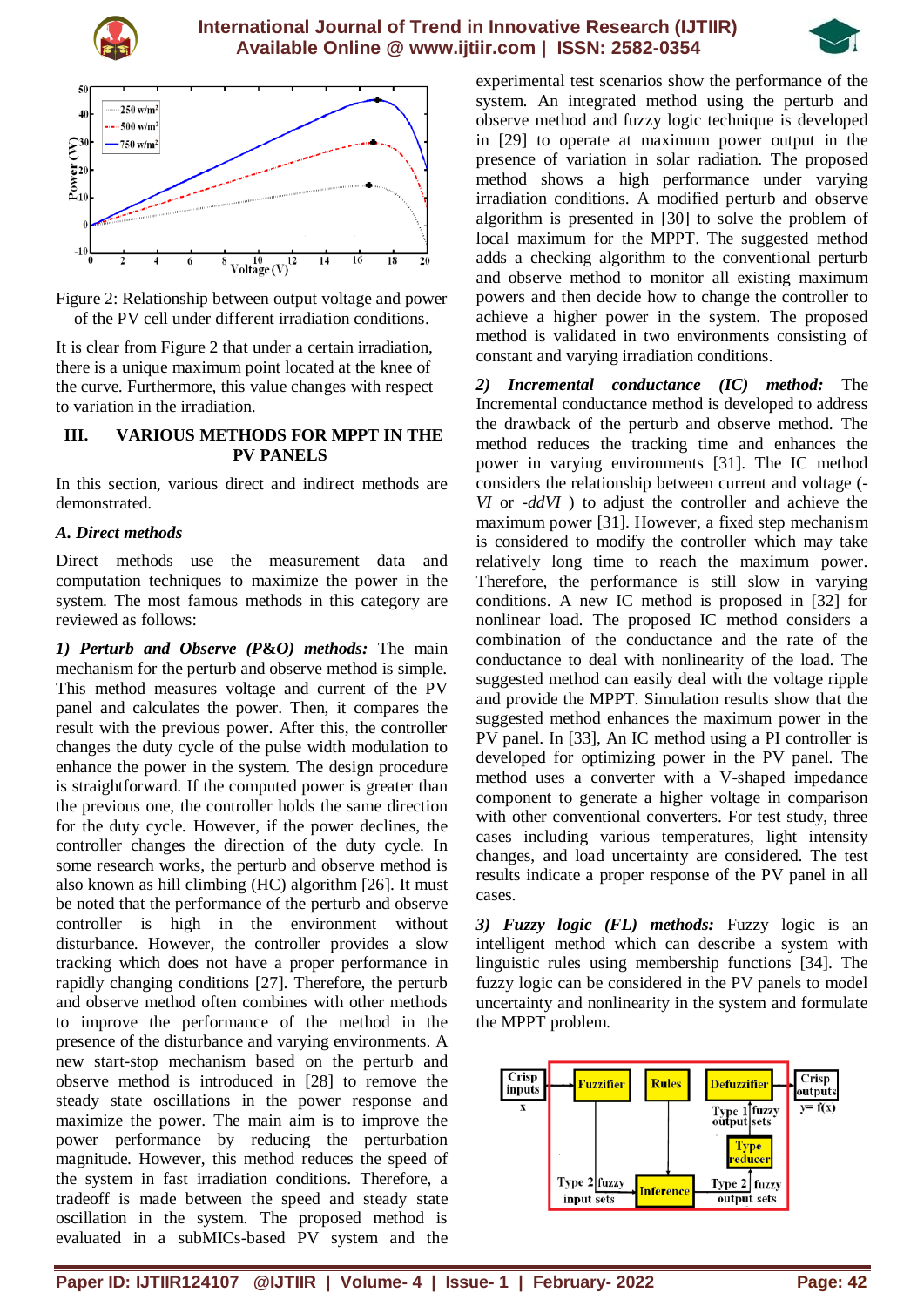Figure 2: Relationship between output voltage and power of the PV cell under different irradiation conditions.

It is clear from Figure 2 that under a certain irradiation, there is a unique maximum point located at the knee of the curve. Furthermore, this value changes with respect to variation in the irradiation.

## III. VARIOUS METHODS FOR MPPT IN THE PV PANELS

In this section, various direct and indirect methods are demonstrated.

### A. Direct methods

Direct methods use the measurement data and computation techniques to maximize the power in the system. The most famous methods in this category are reviewed as follows:

***1) Perturb and Observe (P&O) methods:*** The main mechanism for the perturb and observe method is simple. This method measures voltage and current of the PV panel and calculates the power. Then, it compares the result with the previous power. After this, the controller changes the duty cycle of the pulse width modulation to enhance the power in the system. The design procedure is straightforward. If the computed power is greater than the previous one, the controller holds the same direction for the duty cycle. However, if the power declines, the controller changes the direction of the duty cycle. In some research works, the perturb and observe method is also known as hill climbing (HC) algorithm [26]. It must be noted that the performance of the perturb and observe controller is high in the environment without disturbance. However, the controller provides a slow tracking which does not have a proper performance in rapidly changing conditions [27]. Therefore, the perturb and observe method often combines with other methods to improve the performance of the method in the presence of the disturbance and varying environments. A new start-stop mechanism based on the perturb and observe method is introduced in [28] to remove the steady state oscillations in the power response and maximize the power. The main aim is to improve the power performance by reducing the perturbation magnitude. However, this method reduces the speed of the system in fast irradiation conditions. Therefore, a tradeoff is made between the speed and steady state oscillation in the system. The proposed method is evaluated in a subMICs-based PV system and the experimental test scenarios show the performance of the system. An integrated method using the perturb and observe method and fuzzy logic technique is developed in [29] to operate at maximum power output in the presence of variation in solar radiation. The proposed method shows a high performance under varying irradiation conditions. A modified perturb and observe algorithm is presented in [30] to solve the problem of local maximum for the MPPT. The suggested method adds a checking algorithm to the conventional perturb and observe method to monitor all existing maximum powers and then decide how to change the controller to achieve a higher power in the system. The proposed method is validated in two environments consisting of constant and varying irradiation conditions.

***2) Incremental conductance (IC) method:*** The Incremental conductance method is developed to address the drawback of the perturb and observe method. The method reduces the tracking time and enhances the power in varying environments [31]. The IC method considers the relationship between current and voltage (-*VI* or -*ddVI* ) to adjust the controller and achieve the maximum power [31]. However, a fixed step mechanism is considered to modify the controller which may take relatively long time to reach the maximum power. Therefore, the performance is still slow in varying conditions. A new IC method is proposed in [32] for nonlinear load. The proposed IC method considers a combination of the conductance and the rate of the conductance to deal with nonlinearity of the load. The suggested method can easily deal with the voltage ripple and provide the MPPT. Simulation results show that the suggested method enhances the maximum power in the PV panel. In [33], An IC method using a PI controller is developed for optimizing power in the PV panel. The method uses a converter with a V-shaped impedance component to generate a higher voltage in comparison with other conventional converters. For test study, three cases including various temperatures, light intensity changes, and load uncertainty are considered. The test results indicate a proper response of the PV panel in all cases.

***3) Fuzzy logic (FL) methods:*** Fuzzy logic is an intelligent method which can describe a system with linguistic rules using membership functions [34]. The fuzzy logic can be considered in the PV panels to model uncertainty and nonlinearity in the system and formulate the MPPT problem.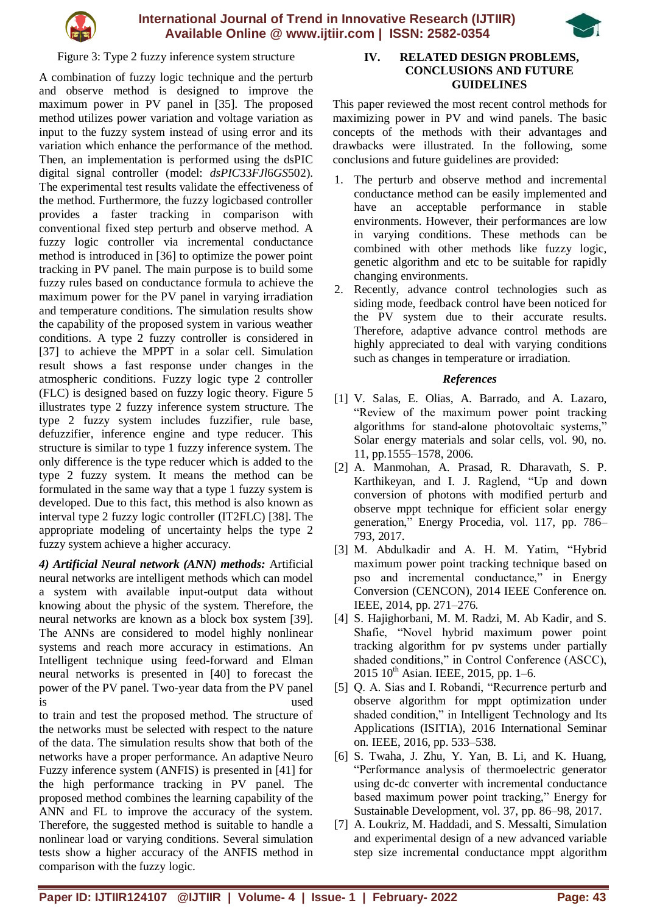Figure 3: Type 2 fuzzy inference system structure

A combination of fuzzy logic technique and the perturb and observe method is designed to improve the maximum power in PV panel in [35]. The proposed method utilizes power variation and voltage variation as input to the fuzzy system instead of using error and its variation which enhance the performance of the method. Then, an implementation is performed using the dsPIC digital signal controller (model: *dsPIC*33*FJ*l6*GS*502). The experimental test results validate the effectiveness of the method. Furthermore, the fuzzy logicbased controller provides a faster tracking in comparison with conventional fixed step perturb and observe method. A fuzzy logic controller via incremental conductance method is introduced in [36] to optimize the power point tracking in PV panel. The main purpose is to build some fuzzy rules based on conductance formula to achieve the maximum power for the PV panel in varying irradiation and temperature conditions. The simulation results show the capability of the proposed system in various weather conditions. A type 2 fuzzy controller is considered in [37] to achieve the MPPT in a solar cell. Simulation result shows a fast response under changes in the atmospheric conditions. Fuzzy logic type 2 controller (FLC) is designed based on fuzzy logic theory. Figure 5 illustrates type 2 fuzzy inference system structure. The type 2 fuzzy system includes fuzzifier, rule base, defuzzifier, inference engine and type reducer. This structure is similar to type 1 fuzzy inference system. The only difference is the type reducer which is added to the type 2 fuzzy system. It means the method can be formulated in the same way that a type 1 fuzzy system is developed. Due to this fact, this method is also known as interval type 2 fuzzy logic controller (IT2FLC) [38]. The appropriate modeling of uncertainty helps the type 2 fuzzy system achieve a higher accuracy.

***4) Artificial Neural network (ANN) methods:*** Artificial neural networks are intelligent methods which can model a system with available input-output data without knowing about the physic of the system. Therefore, the neural networks are known as a block box system [39]. The ANNs are considered to model highly nonlinear systems and reach more accuracy in estimations. An Intelligent technique using feed-forward and Elman neural networks is presented in [40] to forecast the power of the PV panel. Two-year data from the PV panel is used to train and test the proposed method. The structure of the networks must be selected with respect to the nature of the data. The simulation results show that both of the networks have a proper performance. An adaptive Neuro Fuzzy inference system (ANFIS) is presented in [41] for the high performance tracking in PV panel. The proposed method combines the learning capability of the ANN and FL to improve the accuracy of the system. Therefore, the suggested method is suitable to handle a nonlinear load or varying conditions. Several simulation tests show a higher accuracy of the ANFIS method in comparison with the fuzzy logic.

## IV. RELATED DESIGN PROBLEMS, CONCLUSIONS AND FUTURE GUIDELINES

This paper reviewed the most recent control methods for maximizing power in PV and wind panels. The basic concepts of the methods with their advantages and drawbacks were illustrated. In the following, some conclusions and future guidelines are provided:

1. The perturb and observe method and incremental conductance method can be easily implemented and have an acceptable performance in stable environments. However, their performances are low in varying conditions. These methods can be combined with other methods like fuzzy logic, genetic algorithm and etc to be suitable for rapidly changing environments.
2. Recently, advance control technologies such as siding mode, feedback control have been noticed for the PV system due to their accurate results. Therefore, adaptive advance control methods are highly appreciated to deal with varying conditions such as changes in temperature or irradiation.

### *References*

[1] V. Salas, E. Olias, A. Barrado, and A. Lazaro, "Review of the maximum power point tracking algorithms for stand-alone photovoltaic systems," Solar energy materials and solar cells, vol. 90, no. 11, pp.1555–1578, 2006.

[2] A. Manmohan, A. Prasad, R. Dharavath, S. P. Karthikeyan, and I. J. Raglend, "Up and down conversion of photons with modified perturb and observe mppt technique for efficient solar energy generation," Energy Procedia, vol. 117, pp. 786–793, 2017.

[3] M. Abdulkadir and A. H. M. Yatim, "Hybrid maximum power point tracking technique based on pso and incremental conductance," in Energy Conversion (CENCON), 2014 IEEE Conference on. IEEE, 2014, pp. 271–276.

[4] S. Hajighorbani, M. M. Radzi, M. Ab Kadir, and S. Shafie, "Novel hybrid maximum power point tracking algorithm for pv systems under partially shaded conditions," in Control Conference (ASCC), 2015 10th Asian. IEEE, 2015, pp. 1–6.

[5] Q. A. Sias and I. Robandi, "Recurrence perturb and observe algorithm for mppt optimization under shaded condition," in Intelligent Technology and Its Applications (ISITIA), 2016 International Seminar on. IEEE, 2016, pp. 533–538.

[6] S. Twaha, J. Zhu, Y. Yan, B. Li, and K. Huang, "Performance analysis of thermoelectric generator using dc-dc converter with incremental conductance based maximum power point tracking," Energy for Sustainable Development, vol. 37, pp. 86–98, 2017.

[7] A. Loukriz, M. Haddadi, and S. Messalti, Simulation and experimental design of a new advanced variable step size incremental conductance mppt algorithm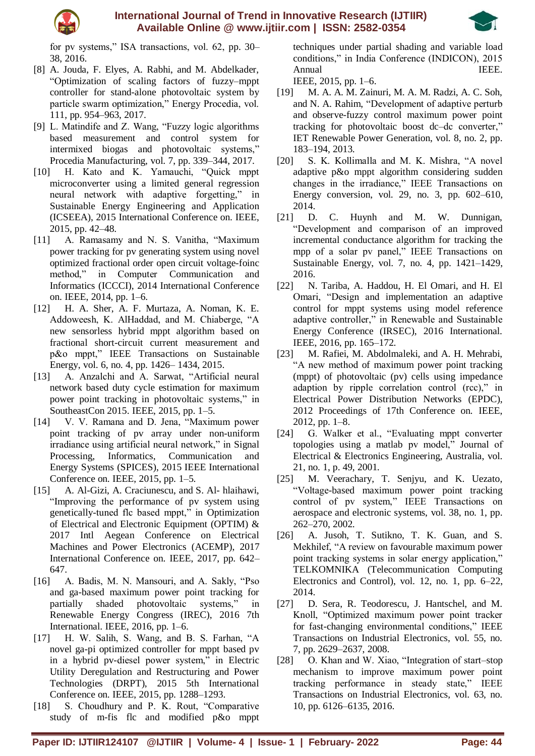for pv systems," ISA transactions, vol. 62, pp. 30–38, 2016.

[8] A. Jouda, F. Elyes, A. Rabhi, and M. Abdelkader, "Optimization of scaling factors of fuzzy–mppt controller for stand-alone photovoltaic system by particle swarm optimization," Energy Procedia, vol. 111, pp. 954–963, 2017.

[9] L. Matindife and Z. Wang, "Fuzzy logic algorithms based measurement and control system for intermixed biogas and photovoltaic systems," Procedia Manufacturing, vol. 7, pp. 339–344, 2017.

[10] H. Kato and K. Yamauchi, "Quick mppt microconverter using a limited general regression neural network with adaptive forgetting," in Sustainable Energy Engineering and Application (ICSEEA), 2015 International Conference on. IEEE, 2015, pp. 42–48.

[11] A. Ramasamy and N. S. Vanitha, "Maximum power tracking for pv generating system using novel optimized fractional order open circuit voltage-foinc method," in Computer Communication and Informatics (ICCCI), 2014 International Conference on. IEEE, 2014, pp. 1–6.

[12] H. A. Sher, A. F. Murtaza, A. Noman, K. E. Addoweesh, K. AlHaddad, and M. Chiaberge, "A new sensorless hybrid mppt algorithm based on fractional short-circuit current measurement and p&o mppt," IEEE Transactions on Sustainable Energy, vol. 6, no. 4, pp. 1426– 1434, 2015.

[13] A. Anzalchi and A. Sarwat, "Artificial neural network based duty cycle estimation for maximum power point tracking in photovoltaic systems," in SoutheastCon 2015. IEEE, 2015, pp. 1–5.

[14] V. V. Ramana and D. Jena, "Maximum power point tracking of pv array under non-uniform irradiance using artificial neural network," in Signal Processing, Informatics, Communication and Energy Systems (SPICES), 2015 IEEE International Conference on. IEEE, 2015, pp. 1–5.

[15] A. Al-Gizi, A. Craciunescu, and S. Al- hlaihawi, "Improving the performance of pv system using genetically-tuned flc based mppt," in Optimization of Electrical and Electronic Equipment (OPTIM) & 2017 Intl Aegean Conference on Electrical Machines and Power Electronics (ACEMP), 2017 International Conference on. IEEE, 2017, pp. 642–647.

[16] A. Badis, M. N. Mansouri, and A. Sakly, "Pso and ga-based maximum power point tracking for partially shaded photovoltaic systems," in Renewable Energy Congress (IREC), 2016 7th International. IEEE, 2016, pp. 1–6.

[17] H. W. Salih, S. Wang, and B. S. Farhan, "A novel ga-pi optimized controller for mppt based pv in a hybrid pv-diesel power system," in Electric Utility Deregulation and Restructuring and Power Technologies (DRPT), 2015 5th International Conference on. IEEE, 2015, pp. 1288–1293.

[18] S. Choudhury and P. K. Rout, "Comparative study of m-fis flc and modified p&o mppt techniques under partial shading and variable load conditions," in India Conference (INDICON), 2015 Annual IEEE. IEEE, 2015, pp. 1–6.

[19] M. A. A. M. Zainuri, M. A. M. Radzi, A. C. Soh, and N. A. Rahim, "Development of adaptive perturb and observe-fuzzy control maximum power point tracking for photovoltaic boost dc–dc converter," IET Renewable Power Generation, vol. 8, no. 2, pp. 183–194, 2013.

[20] S. K. Kollimalla and M. K. Mishra, "A novel adaptive p&o mppt algorithm considering sudden changes in the irradiance," IEEE Transactions on Energy conversion, vol. 29, no. 3, pp. 602–610, 2014.

[21] D. C. Huynh and M. W. Dunnigan, "Development and comparison of an improved incremental conductance algorithm for tracking the mpp of a solar pv panel," IEEE Transactions on Sustainable Energy, vol. 7, no. 4, pp. 1421–1429, 2016.

[22] N. Tariba, A. Haddou, H. El Omari, and H. El Omari, "Design and implementation an adaptive control for mppt systems using model reference adaptive controller," in Renewable and Sustainable Energy Conference (IRSEC), 2016 International. IEEE, 2016, pp. 165–172.

[23] M. Rafiei, M. Abdolmaleki, and A. H. Mehrabi, "A new method of maximum power point tracking (mppt) of photovoltaic (pv) cells using impedance adaption by ripple correlation control (rcc)," in Electrical Power Distribution Networks (EPDC), 2012 Proceedings of 17th Conference on. IEEE, 2012, pp. 1–8.

[24] G. Walker et al., "Evaluating mppt converter topologies using a matlab pv model," Journal of Electrical & Electronics Engineering, Australia, vol. 21, no. 1, p. 49, 2001.

[25] M. Veerachary, T. Senjyu, and K. Uezato, "Voltage-based maximum power point tracking control of pv system," IEEE Transactions on aerospace and electronic systems, vol. 38, no. 1, pp. 262–270, 2002.

[26] A. Jusoh, T. Sutikno, T. K. Guan, and S. Mekhilef, "A review on favourable maximum power point tracking systems in solar energy application," TELKOMNIKA (Telecommunication Computing Electronics and Control), vol. 12, no. 1, pp. 6–22, 2014.

[27] D. Sera, R. Teodorescu, J. Hantschel, and M. Knoll, "Optimized maximum power point tracker for fast-changing environmental conditions," IEEE Transactions on Industrial Electronics, vol. 55, no. 7, pp. 2629–2637, 2008.

[28] O. Khan and W. Xiao, "Integration of start–stop mechanism to improve maximum power point tracking performance in steady state," IEEE Transactions on Industrial Electronics, vol. 63, no. 10, pp. 6126–6135, 2016.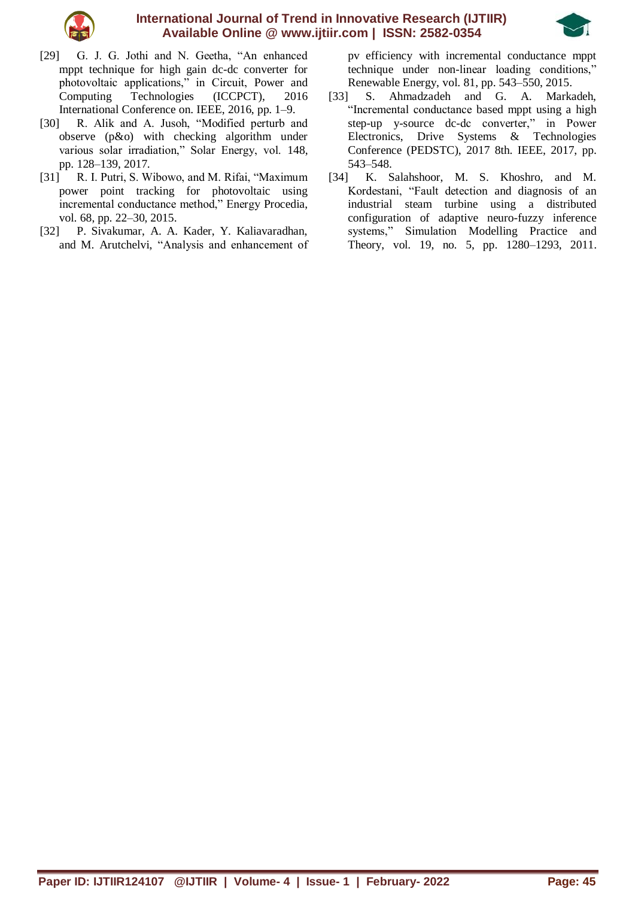[29] G. J. G. Jothi and N. Geetha, "An enhanced mppt technique for high gain dc-dc converter for photovoltaic applications," in Circuit, Power and Computing Technologies (ICCPCT), 2016 International Conference on. IEEE, 2016, pp. 1–9.

[30] R. Alik and A. Jusoh, "Modified perturb and observe (p&o) with checking algorithm under various solar irradiation," Solar Energy, vol. 148, pp. 128–139, 2017.

[31] R. I. Putri, S. Wibowo, and M. Rifai, "Maximum power point tracking for photovoltaic using incremental conductance method," Energy Procedia, vol. 68, pp. 22–30, 2015.

[32] P. Sivakumar, A. A. Kader, Y. Kaliavaradhan, and M. Arutchelvi, "Analysis and enhancement of pv efficiency with incremental conductance mppt technique under non-linear loading conditions," Renewable Energy, vol. 81, pp. 543–550, 2015.

[33] S. Ahmadzadeh and G. A. Markadeh, "Incremental conductance based mppt using a high step-up y-source dc-dc converter," in Power Electronics, Drive Systems & Technologies Conference (PEDSTC), 2017 8th. IEEE, 2017, pp. 543–548.

[34] K. Salahshoor, M. S. Khoshro, and M. Kordestani, "Fault detection and diagnosis of an industrial steam turbine using a distributed configuration of adaptive neuro-fuzzy inference systems," Simulation Modelling Practice and Theory, vol. 19, no. 5, pp. 1280–1293, 2011.